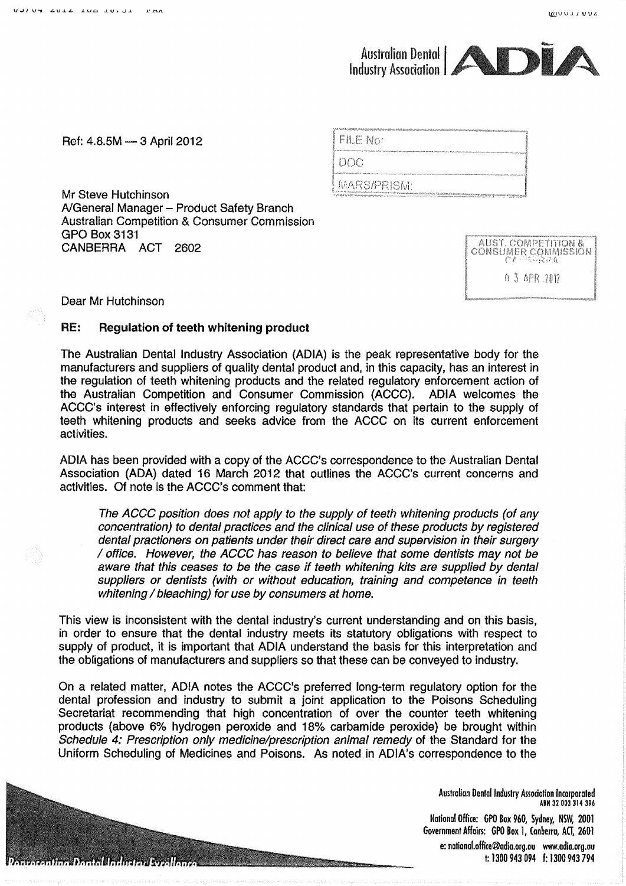Australian Dental Industry Association | ADIA

Ref: 4.8.5M — 3 April 2012

| FILE No: |
| --- |
| DOC |
| MARS/PRISM: |

Mr Steve Hutchinson
A/General Manager – Product Safety Branch
Australian Competition & Consumer Commission
GPO Box 3131
CANBERRA ACT 2602

AUST. COMPETITION & CONSUMER COMMISSION CANBERRA
03 APR 2012

Dear Mr Hutchinson

**RE: Regulation of teeth whitening product**

The Australian Dental Industry Association (ADIA) is the peak representative body for the manufacturers and suppliers of quality dental product and, in this capacity, has an interest in the regulation of teeth whitening products and the related regulatory enforcement action of the Australian Competition and Consumer Commission (ACCC). ADIA welcomes the ACCC's interest in effectively enforcing regulatory standards that pertain to the supply of teeth whitening products and seeks advice from the ACCC on its current enforcement activities.

ADIA has been provided with a copy of the ACCC's correspondence to the Australian Dental Association (ADA) dated 16 March 2012 that outlines the ACCC's current concerns and activities. Of note is the ACCC's comment that:

> *The ACCC position does not apply to the supply of teeth whitening products (of any concentration) to dental practices and the clinical use of these products by registered dental practioners on patients under their direct care and supervision in their surgery / office. However, the ACCC has reason to believe that some dentists may not be aware that this ceases to be the case if teeth whitening kits are supplied by dental suppliers or dentists (with or without education, training and competence in teeth whitening / bleaching) for use by consumers at home.*

This view is inconsistent with the dental industry's current understanding and on this basis, in order to ensure that the dental industry meets its statutory obligations with respect to supply of product, it is important that ADIA understand the basis for this interpretation and the obligations of manufacturers and suppliers so that these can be conveyed to industry.

On a related matter, ADIA notes the ACCC's preferred long-term regulatory option for the dental profession and industry to submit a joint application to the Poisons Scheduling Secretariat recommending that high concentration of over the counter teeth whitening products (above 6% hydrogen peroxide and 18% carbamide peroxide) be brought within *Schedule 4: Prescription only medicine/prescription animal remedy* of the Standard for the Uniform Scheduling of Medicines and Poisons. As noted in ADIA's correspondence to the

Representing Dental Industry Excellence

Australian Dental Industry Association Incorporated
ABN 32 003 314 396
National Office: GPO Box 960, Sydney, NSW, 2001
Government Affairs: GPO Box 1, Canberra, ACT, 2601
e: national.office@adia.org.au www.adia.org.au
t: 1300 943 094 f: 1300 943 794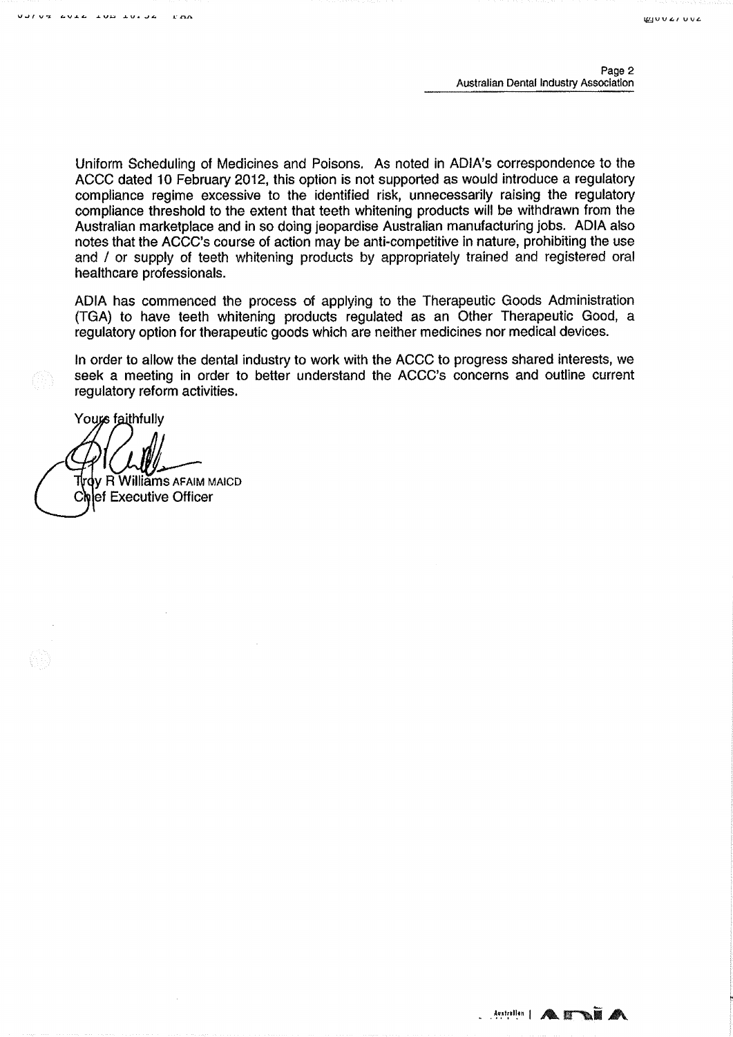Uniform Scheduling of Medicines and Poisons. As noted in ADIA's correspondence to the ACCC dated 10 February 2012, this option is not supported as would introduce a regulatory compliance regime excessive to the identified risk, unnecessarily raising the regulatory compliance threshold to the extent that teeth whitening products will be withdrawn from the Australian marketplace and in so doing jeopardise Australian manufacturing jobs. ADIA also notes that the ACCC's course of action may be anti-competitive in nature, prohibiting the use and / or supply of teeth whitening products by appropriately trained and registered oral healthcare professionals.

ADIA has commenced the process of applying to the Therapeutic Goods Administration (TGA) to have teeth whitening products regulated as an Other Therapeutic Good, a regulatory option for therapeutic goods which are neither medicines nor medical devices.

In order to allow the dental industry to work with the ACCC to progress shared interests, we seek a meeting in order to better understand the ACCC's concerns and outline current regulatory reform activities.

Yours faithfully

Troy R Williams AFAIM MAICD
Chief Executive Officer